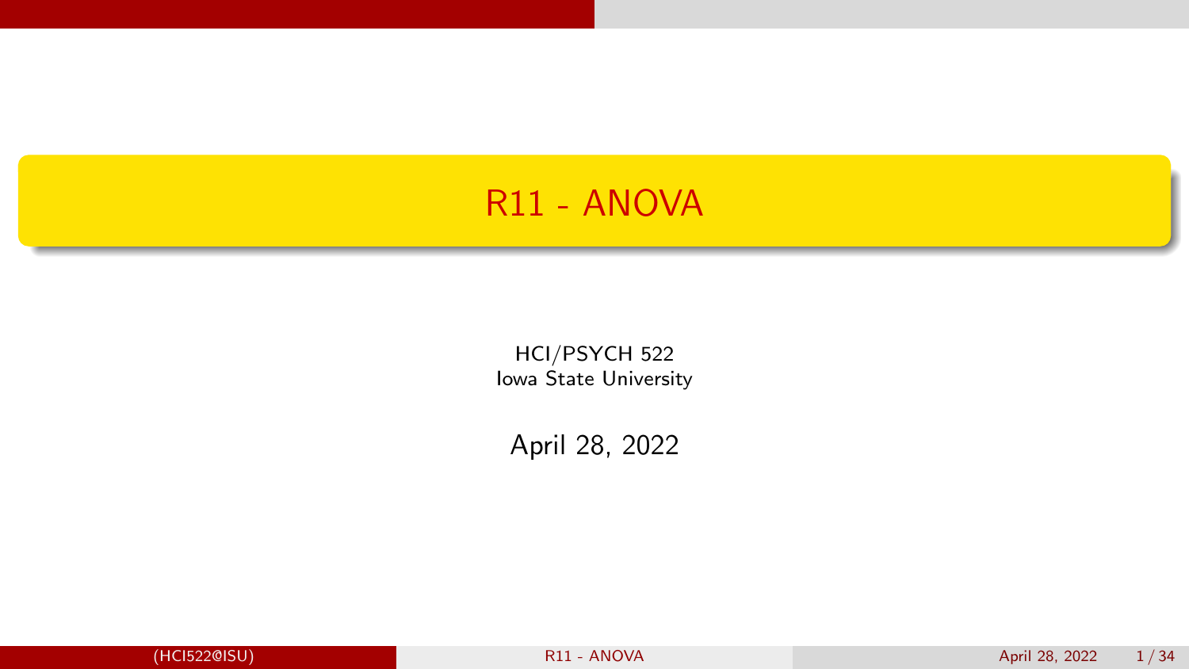# R11 - ANOVA

HCI/PSYCH 522
Iowa State University

April 28, 2022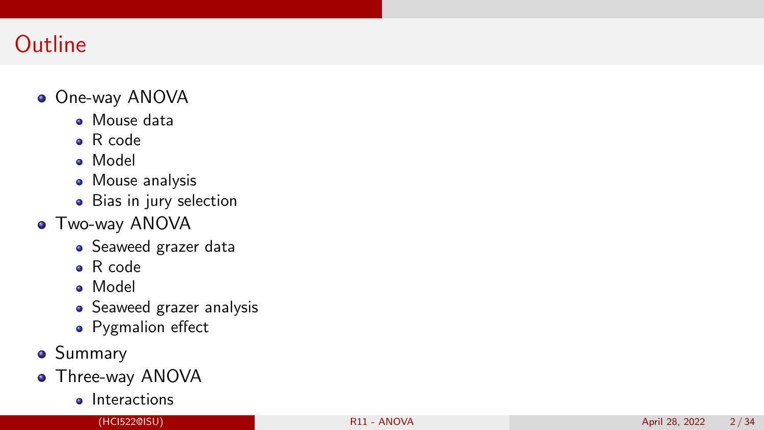# Outline

- One-way ANOVA
  - Mouse data
  - R code
  - Model
  - Mouse analysis
  - Bias in jury selection
- Two-way ANOVA
  - Seaweed grazer data
  - R code
  - Model
  - Seaweed grazer analysis
  - Pygmalion effect
- Summary
- Three-way ANOVA
  - Interactions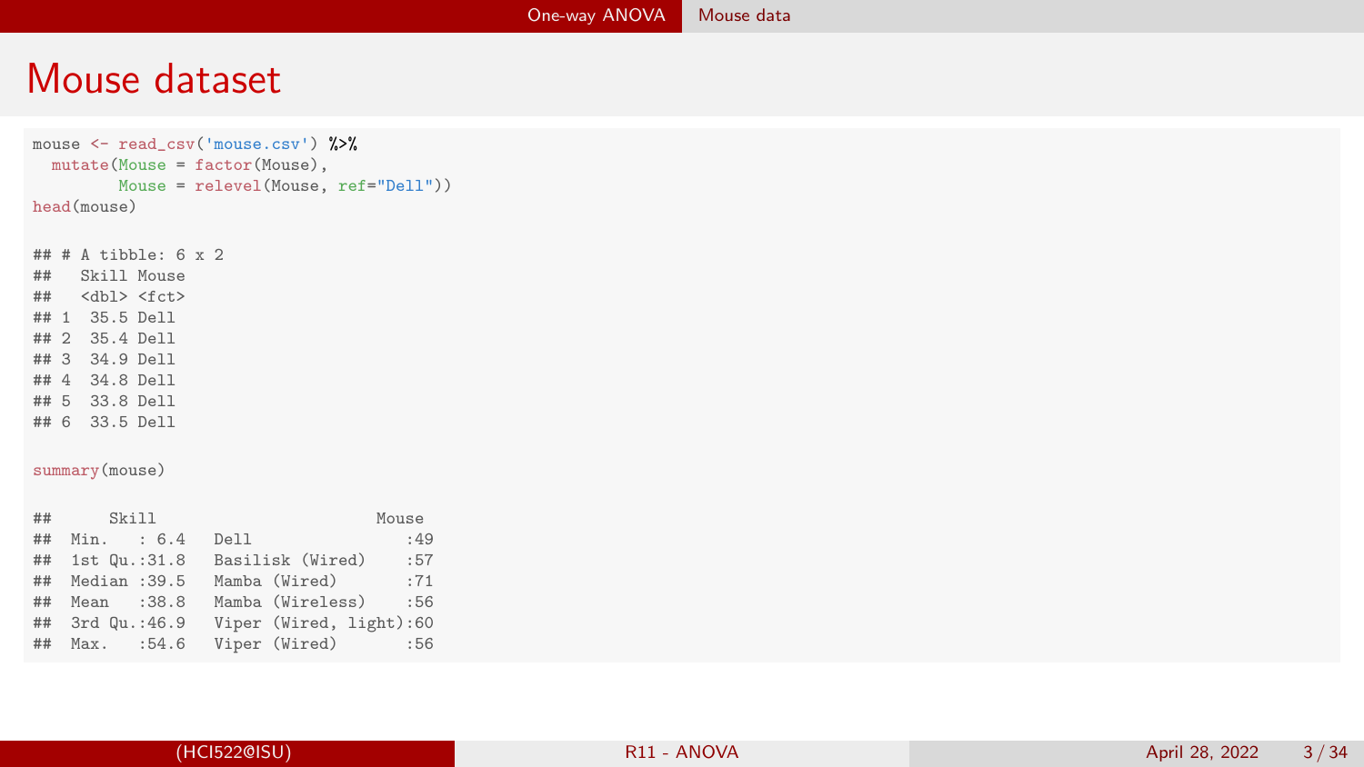# Mouse dataset

```r
mouse <- read_csv('mouse.csv') %>%
  mutate(Mouse = factor(Mouse),
         Mouse = relevel(Mouse, ref="Dell"))
head(mouse)
```

```
## # A tibble: 6 x 2
##   Skill Mouse
##   <dbl> <fct>
## 1  35.5 Dell
## 2  35.4 Dell
## 3  34.9 Dell
## 4  34.8 Dell
## 5  33.8 Dell
## 6  33.5 Dell
```

```r
summary(mouse)
```

```
##      Skill                          Mouse
##  Min.   : 6.4   Dell                 :49
##  1st Qu.:31.8   Basilisk (Wired)     :57
##  Median :39.5   Mamba (Wired)        :71
##  Mean   :38.8   Mamba (Wireless)     :56
##  3rd Qu.:46.9   Viper (Wired, light):60
##  Max.   :54.6   Viper (Wired)        :56
```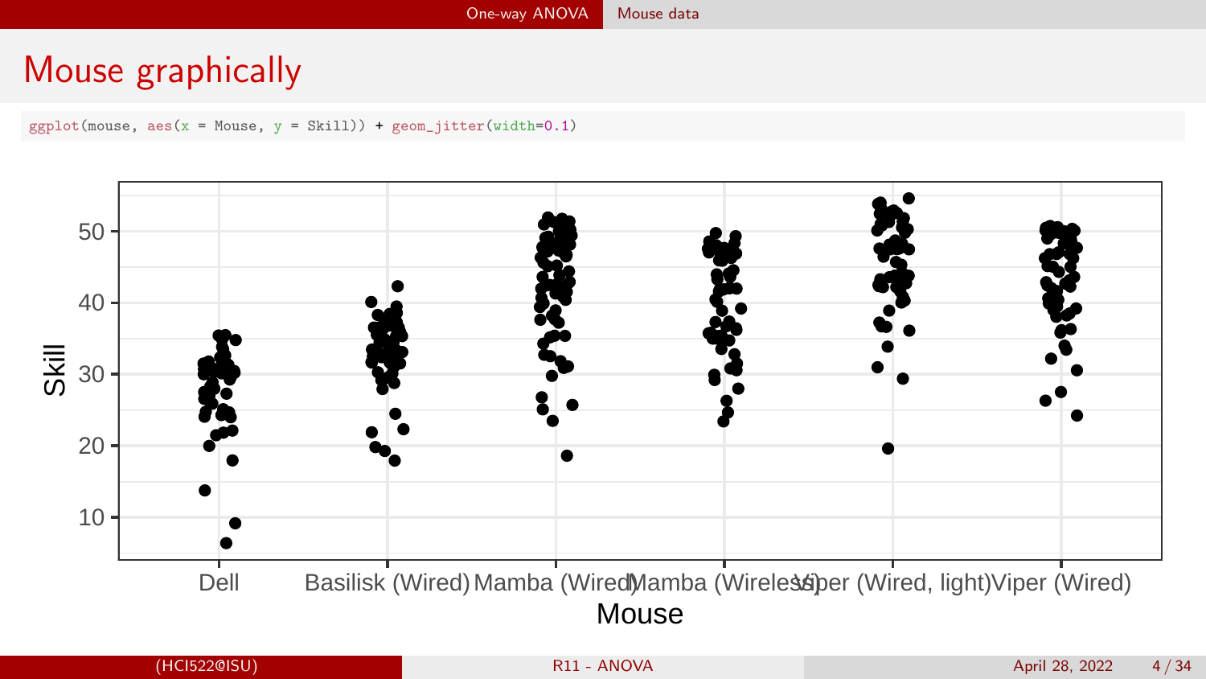# Mouse graphically

```
ggplot(mouse, aes(x = Mouse, y = Skill)) + geom_jitter(width=0.1)
```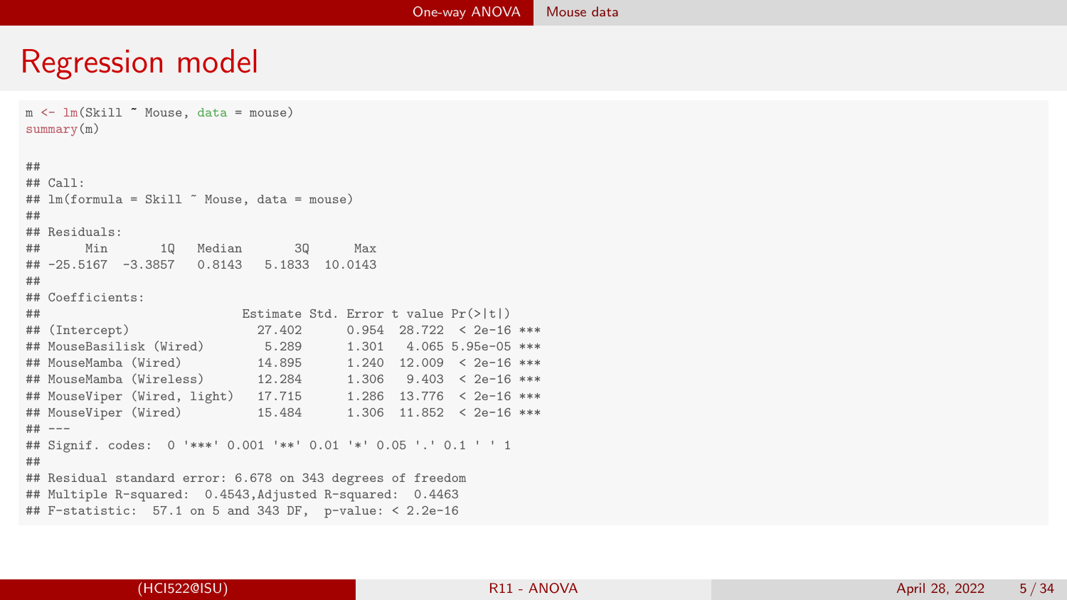# Regression model

```
m <- lm(Skill ~ Mouse, data = mouse)
summary(m)

##
## Call:
## lm(formula = Skill ~ Mouse, data = mouse)
##
## Residuals:
##      Min       1Q   Median       3Q      Max
## -25.5167  -3.3857   0.8143   5.1833  10.0143
##
## Coefficients:
##                          Estimate Std. Error t value Pr(>|t|)
## (Intercept)                27.402      0.954  28.722  < 2e-16 ***
## MouseBasilisk (Wired)       5.289      1.301   4.065 5.95e-05 ***
## MouseMamba (Wired)         14.895      1.240  12.009  < 2e-16 ***
## MouseMamba (Wireless)      12.284      1.306   9.403  < 2e-16 ***
## MouseViper (Wired, light)  17.715      1.286  13.776  < 2e-16 ***
## MouseViper (Wired)         15.484      1.306  11.852  < 2e-16 ***
## ---
## Signif. codes:  0 '***' 0.001 '**' 0.01 '*' 0.05 '.' 0.1 ' ' 1
##
## Residual standard error: 6.678 on 343 degrees of freedom
## Multiple R-squared:  0.4543,Adjusted R-squared:  0.4463
## F-statistic:  57.1 on 5 and 343 DF,  p-value: < 2.2e-16
```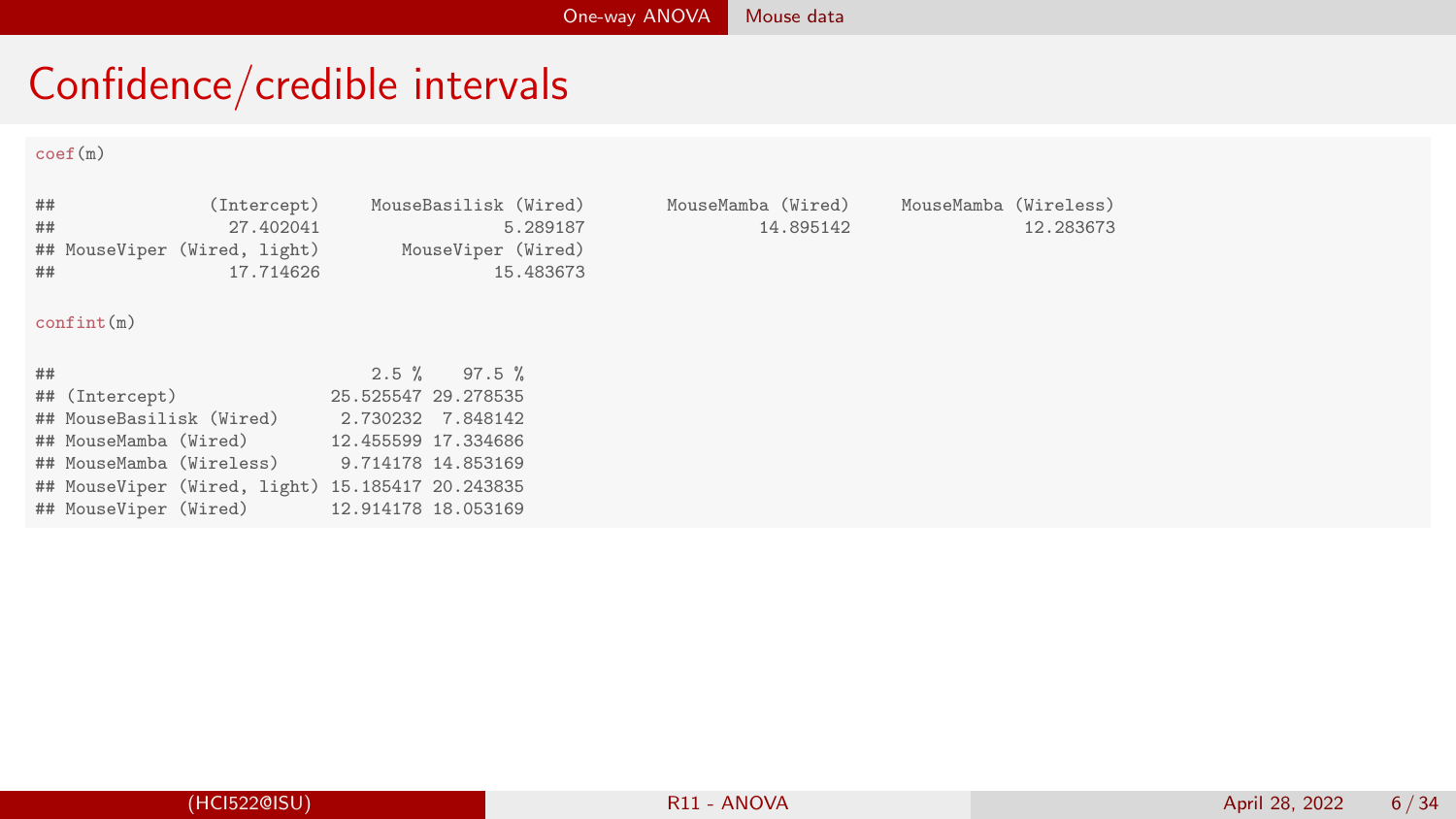# Confidence/credible intervals

```r
coef(m)
```

```
##              (Intercept)      MouseBasilisk (Wired)         MouseMamba (Wired)      MouseMamba (Wireless)
##                27.402041                   5.289187                  14.895142                  12.283673
## MouseViper (Wired, light)         MouseViper (Wired)
##                17.714626                  15.483673
```

```r
confint(m)
```

```
##                               2.5 %    97.5 %
## (Intercept)               25.525547 29.278535
## MouseBasilisk (Wired)      2.730232  7.848142
## MouseMamba (Wired)        12.455599 17.334686
## MouseMamba (Wireless)      9.714178 14.853169
## MouseViper (Wired, light) 15.185417 20.243835
## MouseViper (Wired)        12.914178 18.053169
```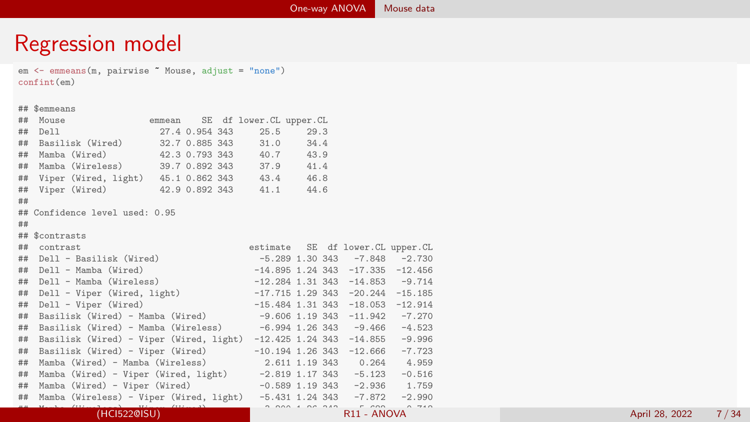# Regression model

```
em <- emmeans(m, pairwise ~ Mouse, adjust = "none")
confint(em)
```

```
## $emmeans
##  Mouse                emmean    SE  df lower.CL upper.CL
##  Dell                   27.4 0.954 343     25.5     29.3
##  Basilisk (Wired)       32.7 0.885 343     31.0     34.4
##  Mamba (Wired)          42.3 0.793 343     40.7     43.9
##  Mamba (Wireless)       39.7 0.892 343     37.9     41.4
##  Viper (Wired, light)   45.1 0.862 343     43.4     46.8
##  Viper (Wired)          42.9 0.892 343     41.1     44.6
##
## Confidence level used: 0.95
##
## $contrasts
##  contrast                                estimate   SE  df lower.CL upper.CL
##  Dell - Basilisk (Wired)                   -5.289 1.30 343   -7.848   -2.730
##  Dell - Mamba (Wired)                     -14.895 1.24 343  -17.335  -12.456
##  Dell - Mamba (Wireless)                  -12.284 1.31 343  -14.853   -9.714
##  Dell - Viper (Wired, light)              -17.715 1.29 343  -20.244  -15.185
##  Dell - Viper (Wired)                     -15.484 1.31 343  -18.053  -12.914
##  Basilisk (Wired) - Mamba (Wired)          -9.606 1.19 343  -11.942   -7.270
##  Basilisk (Wired) - Mamba (Wireless)       -6.994 1.26 343   -9.466   -4.523
##  Basilisk (Wired) - Viper (Wired, light)  -12.425 1.24 343  -14.855   -9.996
##  Basilisk (Wired) - Viper (Wired)         -10.194 1.26 343  -12.666   -7.723
##  Mamba (Wired) - Mamba (Wireless)           2.611 1.19 343    0.264    4.959
##  Mamba (Wired) - Viper (Wired, light)      -2.819 1.17 343   -5.123   -0.516
##  Mamba (Wired) - Viper (Wired)             -0.589 1.19 343   -2.936    1.759
##  Mamba (Wireless) - Viper (Wired, light)   -5.431 1.24 343   -7.872   -2.990
```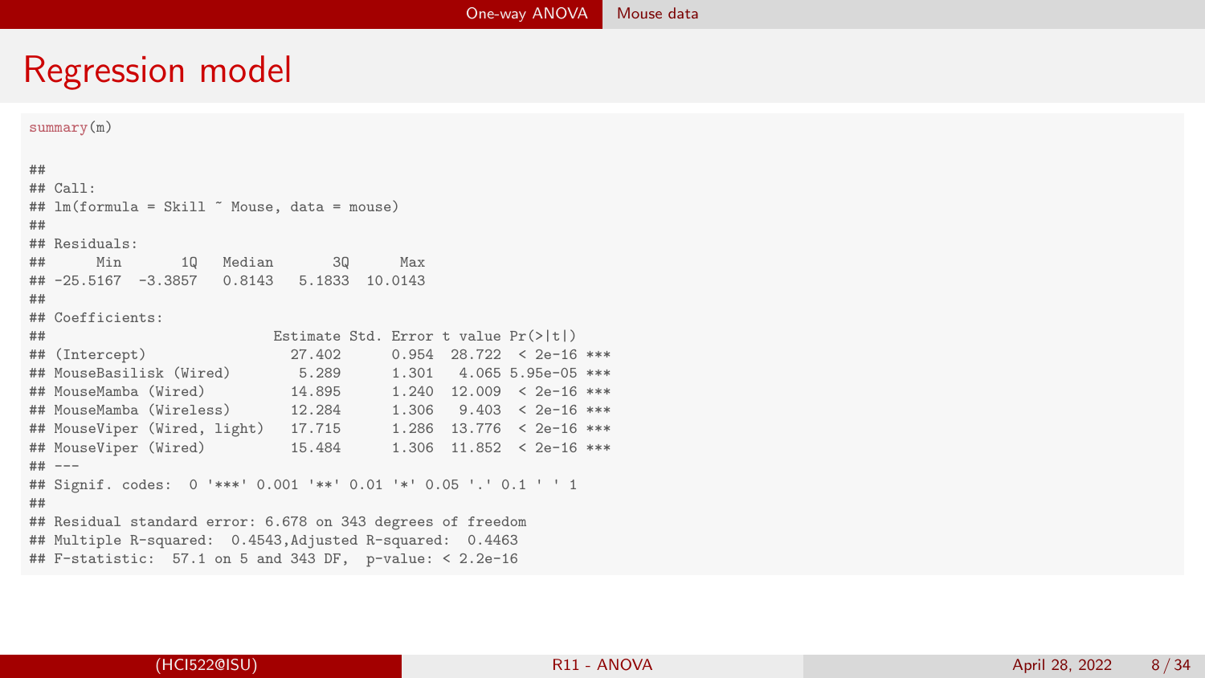# Regression model

```r
summary(m)
```

```
##
## Call:
## lm(formula = Skill ~ Mouse, data = mouse)
##
## Residuals:
##      Min       1Q   Median       3Q      Max
## -25.5167  -3.3857   0.8143   5.1833  10.0143
##
## Coefficients:
##                           Estimate Std. Error t value Pr(>|t|)
## (Intercept)                 27.402      0.954  28.722  < 2e-16 ***
## MouseBasilisk (Wired)        5.289      1.301   4.065 5.95e-05 ***
## MouseMamba (Wired)          14.895      1.240  12.009  < 2e-16 ***
## MouseMamba (Wireless)       12.284      1.306   9.403  < 2e-16 ***
## MouseViper (Wired, light)   17.715      1.286  13.776  < 2e-16 ***
## MouseViper (Wired)          15.484      1.306  11.852  < 2e-16 ***
## ---
## Signif. codes:  0 '***' 0.001 '**' 0.01 '*' 0.05 '.' 0.1 ' ' 1
##
## Residual standard error: 6.678 on 343 degrees of freedom
## Multiple R-squared:  0.4543,Adjusted R-squared:  0.4463
## F-statistic:  57.1 on 5 and 343 DF,  p-value: < 2.2e-16
```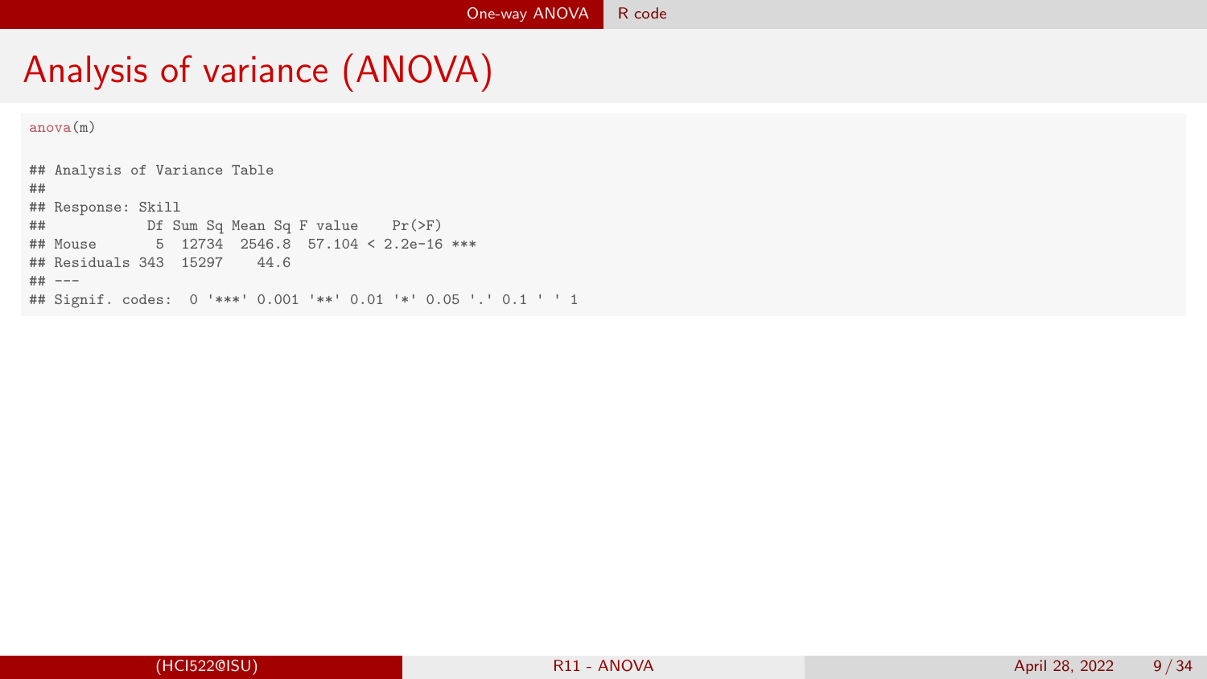# Analysis of variance (ANOVA)

```
anova(m)

## Analysis of Variance Table
##
## Response: Skill
##            Df Sum Sq Mean Sq F value    Pr(>F)
## Mouse       5  12734  2546.8  57.104 < 2.2e-16 ***
## Residuals 343  15297    44.6
## ---
## Signif. codes:  0 '***' 0.001 '**' 0.01 '*' 0.05 '.' 0.1 ' ' 1
```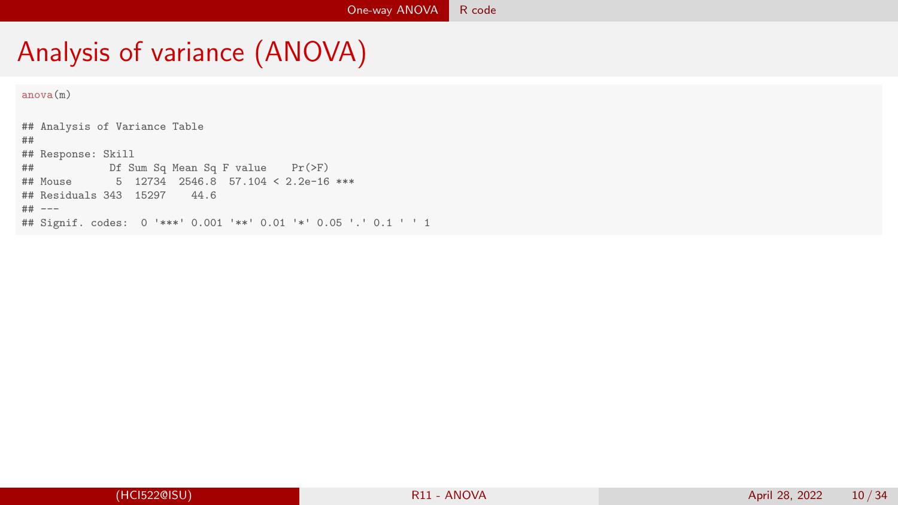# Analysis of variance (ANOVA)

```
anova(m)

## Analysis of Variance Table
##
## Response: Skill
##            Df Sum Sq Mean Sq F value    Pr(>F)
## Mouse       5  12734  2546.8  57.104 < 2.2e-16 ***
## Residuals 343  15297    44.6
## ---
## Signif. codes:  0 '***' 0.001 '**' 0.01 '*' 0.05 '.' 0.1 ' ' 1
```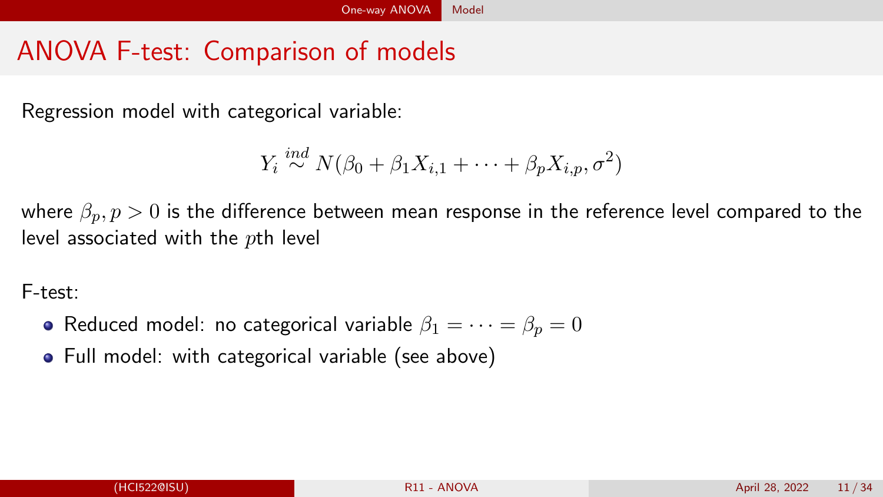# ANOVA F-test: Comparison of models

Regression model with categorical variable:

$$Y_i \stackrel{ind}{\sim} N(\beta_0 + \beta_1 X_{i,1} + \cdots + \beta_p X_{i,p}, \sigma^2)$$

where $\beta_p, p > 0$ is the difference between mean response in the reference level compared to the level associated with the $p$th level

F-test:

- Reduced model: no categorical variable $\beta_1 = \cdots = \beta_p = 0$
- Full model: with categorical variable (see above)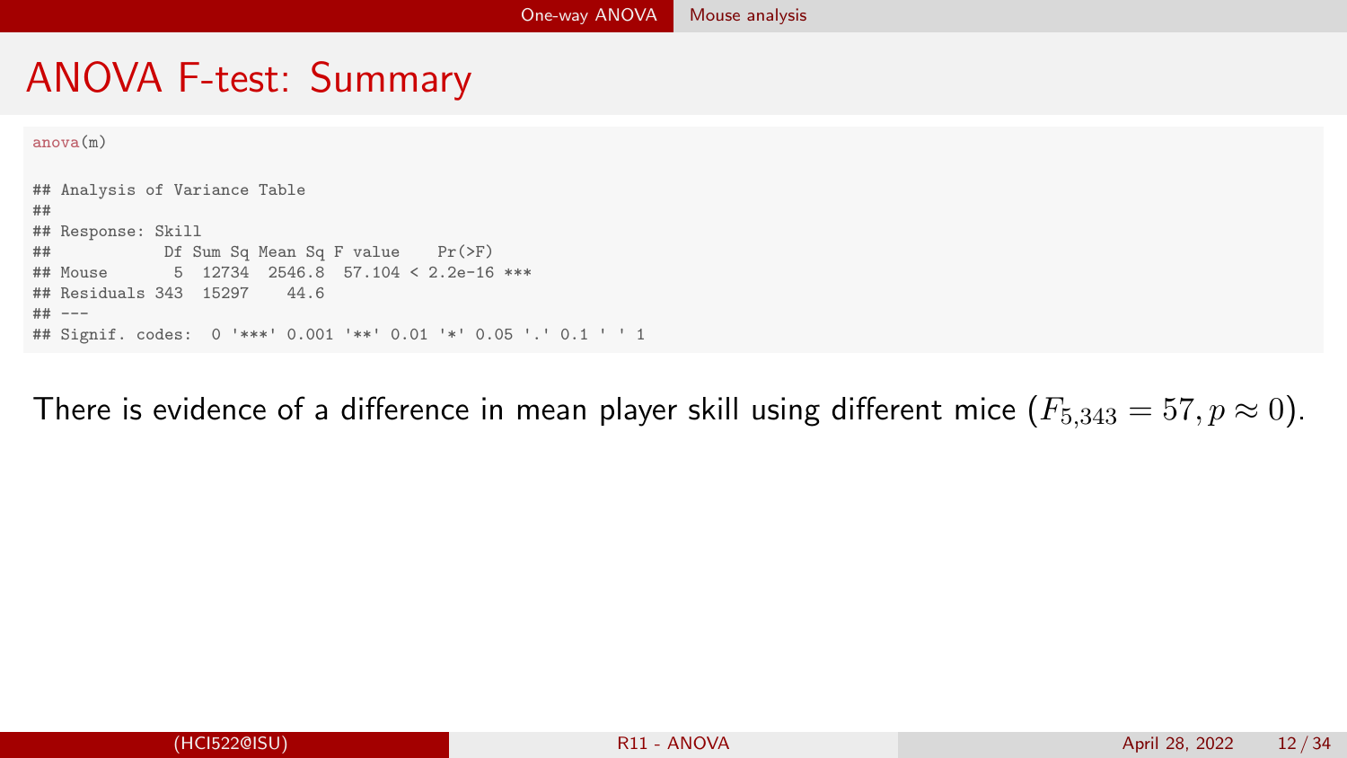# ANOVA F-test: Summary

```
anova(m)

## Analysis of Variance Table
##
## Response: Skill
##            Df Sum Sq Mean Sq F value    Pr(>F)
## Mouse       5  12734  2546.8  57.104 < 2.2e-16 ***
## Residuals 343  15297    44.6
## ---
## Signif. codes:  0 '***' 0.001 '**' 0.01 '*' 0.05 '.' 0.1 ' ' 1
```

There is evidence of a difference in mean player skill using different mice ($F_{5,343} = 57, p \approx 0$).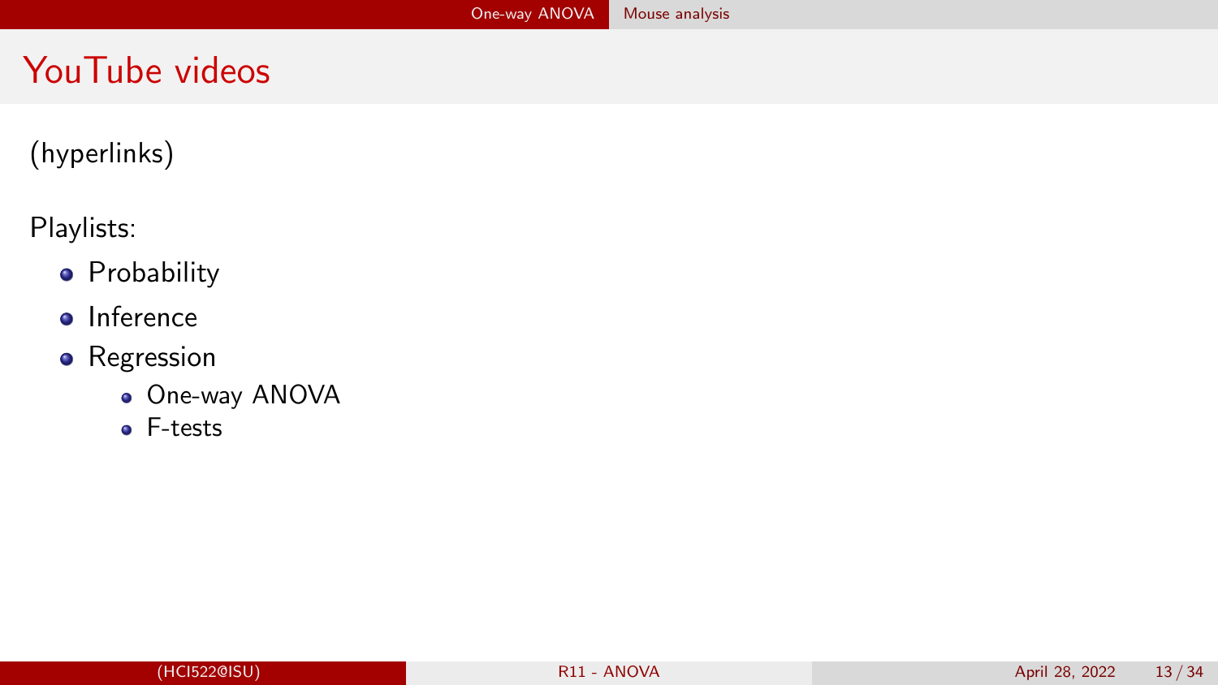# YouTube videos

(hyperlinks)

Playlists:

- Probability
- Inference
- Regression
  - One-way ANOVA
  - F-tests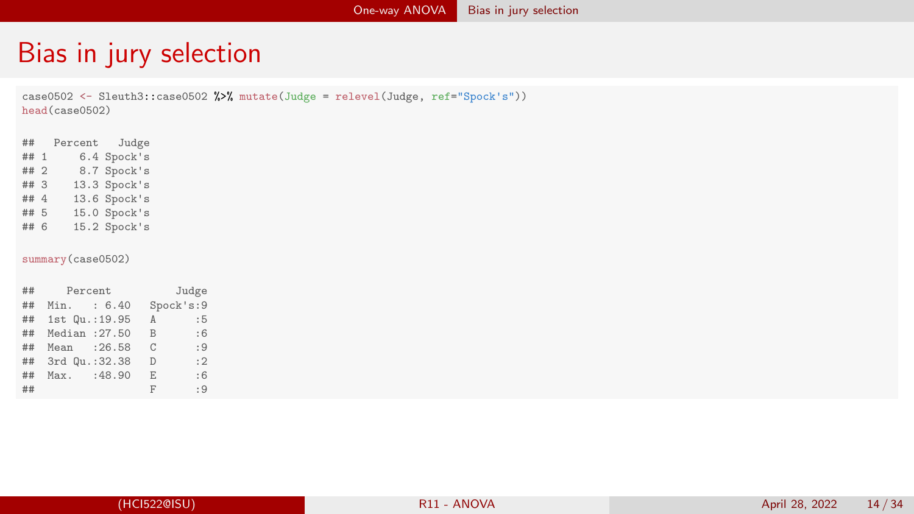# Bias in jury selection

```r
case0502 <- Sleuth3::case0502 %>% mutate(Judge = relevel(Judge, ref="Spock's"))
head(case0502)
```

```
##   Percent   Judge
## 1     6.4 Spock's
## 2     8.7 Spock's
## 3    13.3 Spock's
## 4    13.6 Spock's
## 5    15.0 Spock's
## 6    15.2 Spock's
```

```r
summary(case0502)
```

```
##     Percent          Judge
##  Min.   : 6.40   Spock's:9
##  1st Qu.:19.95   A      :5
##  Median :27.50   B      :6
##  Mean   :26.58   C      :9
##  3rd Qu.:32.38   D      :2
##  Max.   :48.90   E      :6
##                  F      :9
```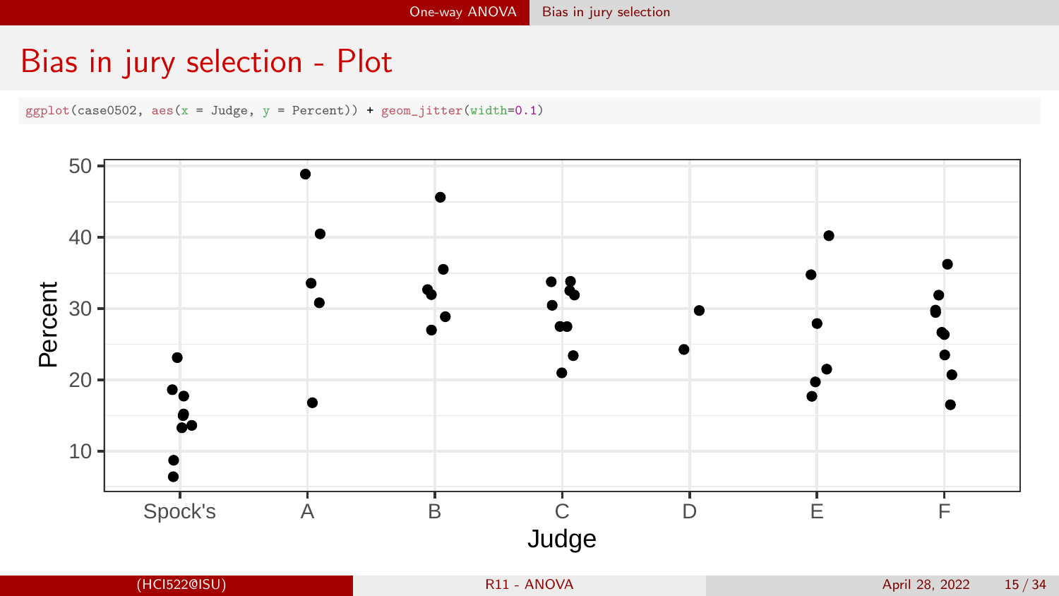# Bias in jury selection - Plot

```
ggplot(case0502, aes(x = Judge, y = Percent)) + geom_jitter(width=0.1)
```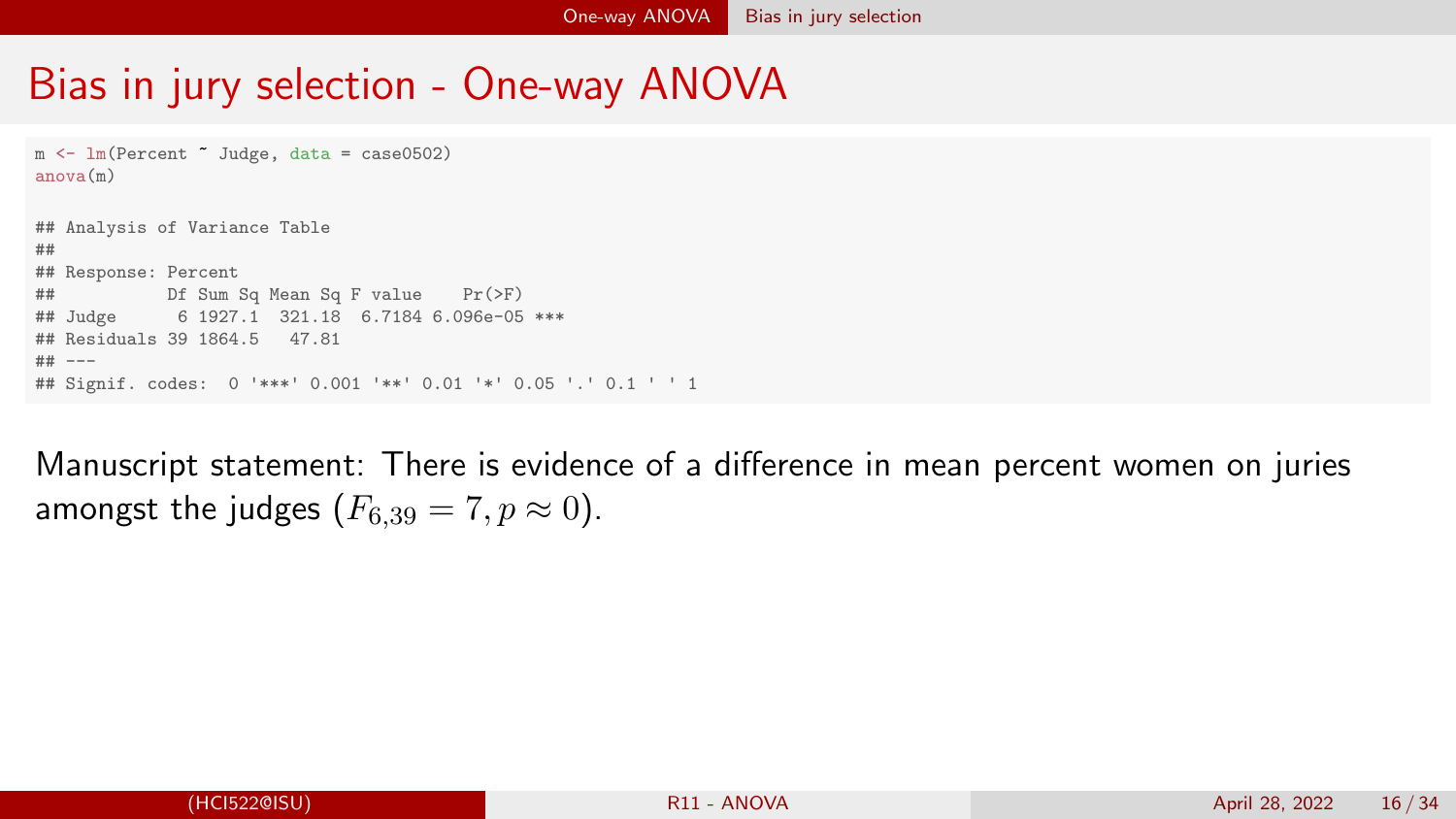# Bias in jury selection - One-way ANOVA

```
m <- lm(Percent ~ Judge, data = case0502)
anova(m)

## Analysis of Variance Table
##
## Response: Percent
##           Df Sum Sq Mean Sq F value    Pr(>F)
## Judge      6 1927.1  321.18  6.7184 6.096e-05 ***
## Residuals 39 1864.5   47.81
## ---
## Signif. codes:  0 '***' 0.001 '**' 0.01 '*' 0.05 '.' 0.1 ' ' 1
```

Manuscript statement: There is evidence of a difference in mean percent women on juries amongst the judges ($F_{6,39} = 7, p \approx 0$).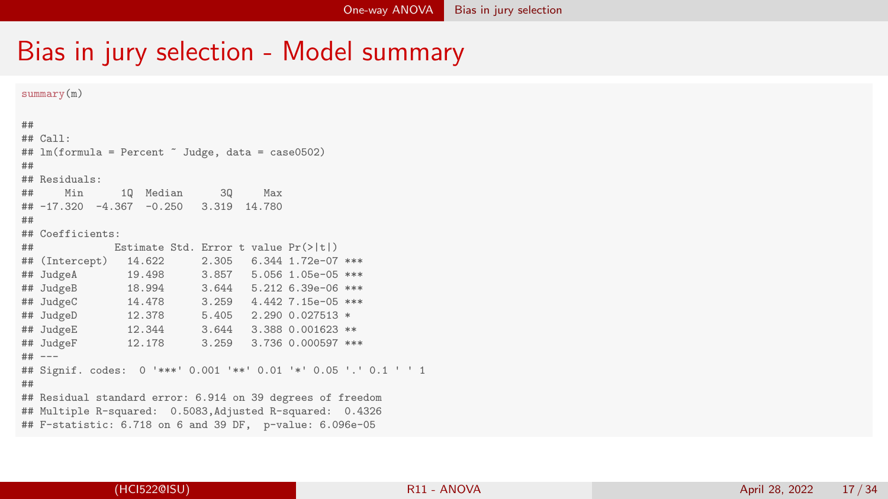# Bias in jury selection - Model summary

```
summary(m)

##
## Call:
## lm(formula = Percent ~ Judge, data = case0502)
##
## Residuals:
##     Min      1Q  Median      3Q     Max
## -17.320  -4.367  -0.250   3.319  14.780
##
## Coefficients:
##             Estimate Std. Error t value Pr(>|t|)
## (Intercept)   14.622      2.305   6.344 1.72e-07 ***
## JudgeA        19.498      3.857   5.056 1.05e-05 ***
## JudgeB        18.994      3.644   5.212 6.39e-06 ***
## JudgeC        14.478      3.259   4.442 7.15e-05 ***
## JudgeD        12.378      5.405   2.290 0.027513 *
## JudgeE        12.344      3.644   3.388 0.001623 **
## JudgeF        12.178      3.259   3.736 0.000597 ***
## ---
## Signif. codes:  0 '***' 0.001 '**' 0.01 '*' 0.05 '.' 0.1 ' ' 1
##
## Residual standard error: 6.914 on 39 degrees of freedom
## Multiple R-squared:  0.5083,Adjusted R-squared:  0.4326
## F-statistic: 6.718 on 6 and 39 DF,  p-value: 6.096e-05
```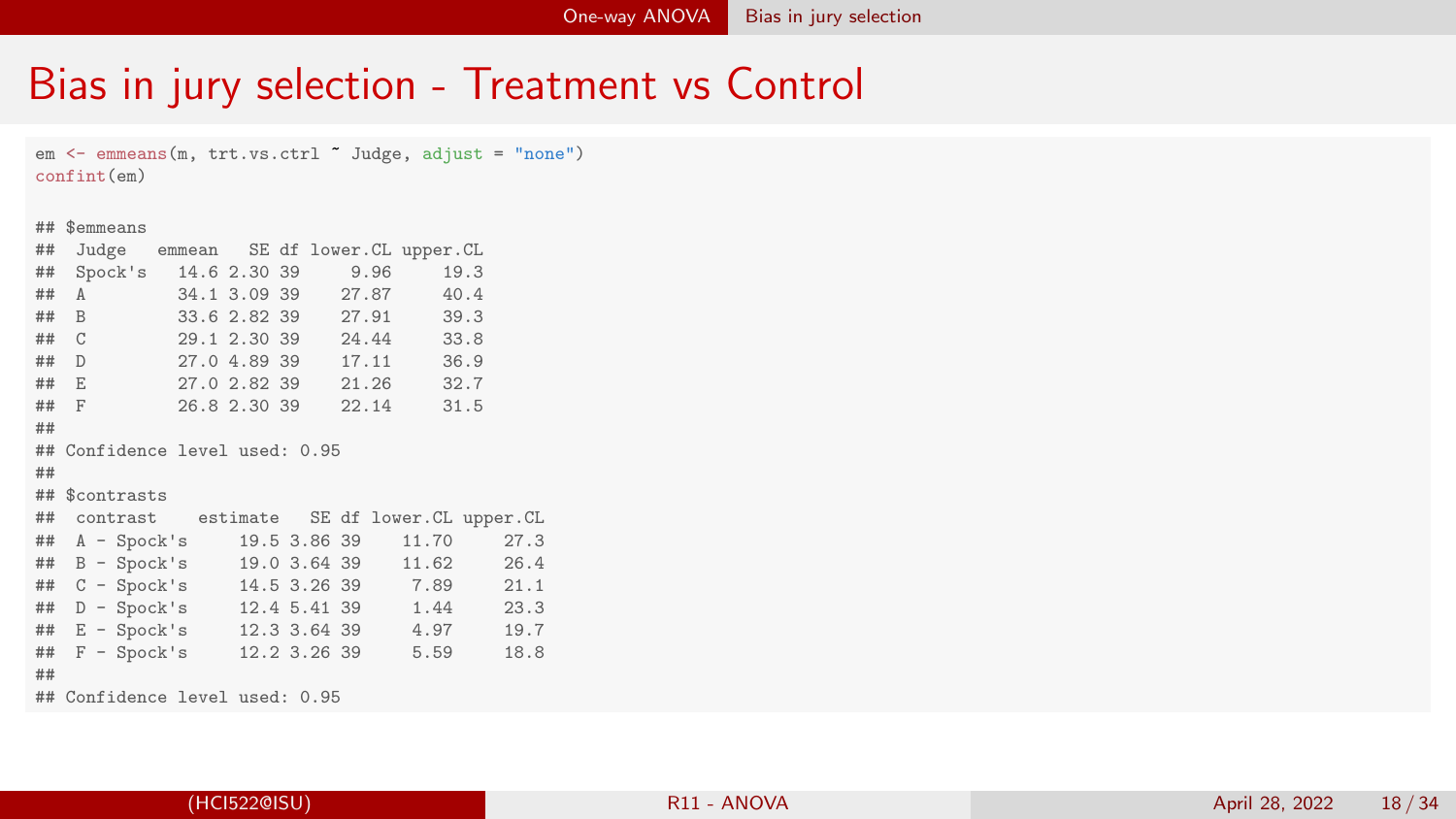# Bias in jury selection - Treatment vs Control

```
em <- emmeans(m, trt.vs.ctrl ~ Judge, adjust = "none")
confint(em)

## $emmeans
##  Judge   emmean   SE df lower.CL upper.CL
##  Spock's   14.6 2.30 39     9.96     19.3
##  A         34.1 3.09 39    27.87     40.4
##  B         33.6 2.82 39    27.91     39.3
##  C         29.1 2.30 39    24.44     33.8
##  D         27.0 4.89 39    17.11     36.9
##  E         27.0 2.82 39    21.26     32.7
##  F         26.8 2.30 39    22.14     31.5
##
## Confidence level used: 0.95
##
## $contrasts
##  contrast    estimate   SE df lower.CL upper.CL
##  A - Spock's     19.5 3.86 39    11.70     27.3
##  B - Spock's     19.0 3.64 39    11.62     26.4
##  C - Spock's     14.5 3.26 39     7.89     21.1
##  D - Spock's     12.4 5.41 39     1.44     23.3
##  E - Spock's     12.3 3.64 39     4.97     19.7
##  F - Spock's     12.2 3.26 39     5.59     18.8
##
## Confidence level used: 0.95
```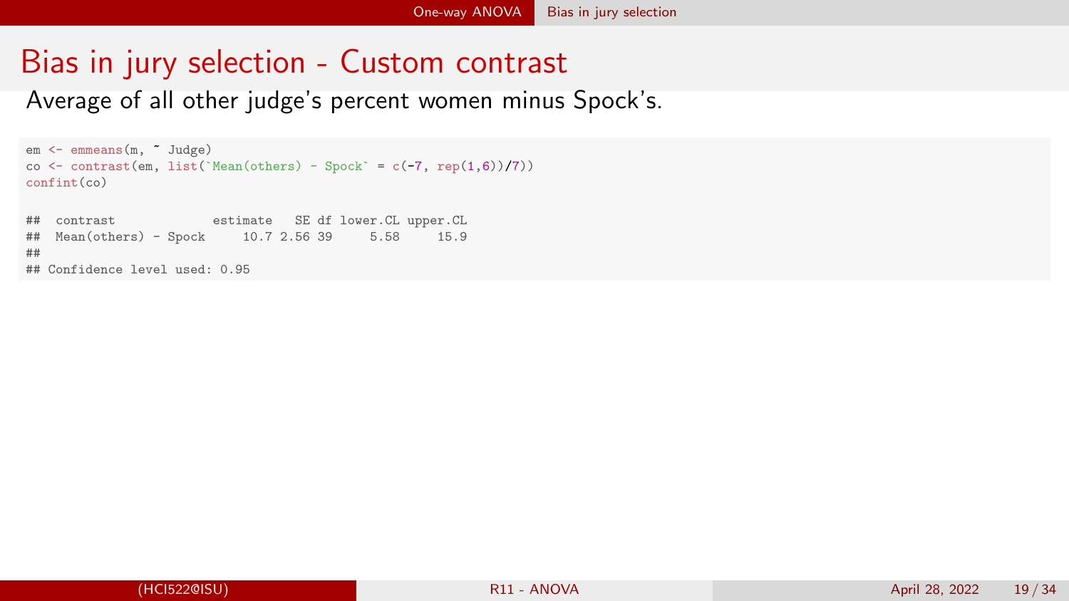# Bias in jury selection - Custom contrast

Average of all other judge's percent women minus Spock's.

```
em <- emmeans(m, ~ Judge)
co <- contrast(em, list(`Mean(others) - Spock` = c(-7, rep(1,6))/7))
confint(co)
```

```
##  contrast             estimate   SE df lower.CL upper.CL
##  Mean(others) - Spock     10.7 2.56 39     5.58     15.9
##
## Confidence level used: 0.95
```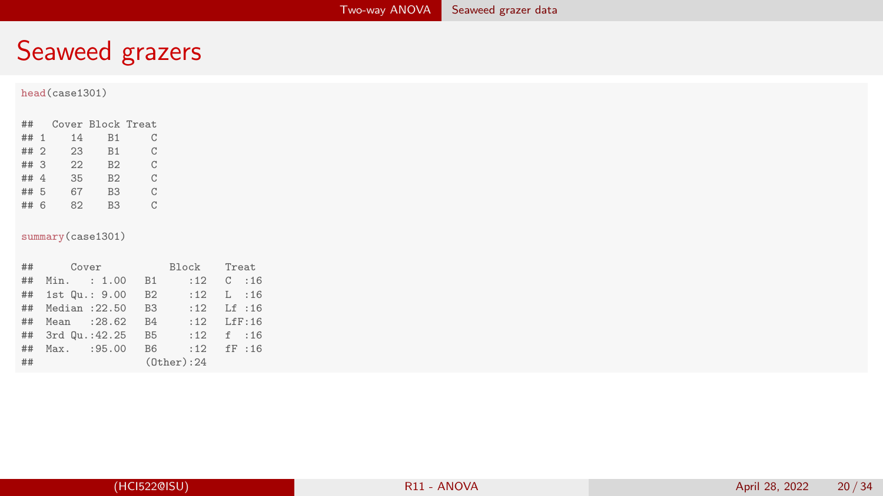# Seaweed grazers

```r
head(case1301)
```

```
##   Cover Block Treat
## 1    14    B1     C
## 2    23    B1     C
## 3    22    B2     C
## 4    35    B2     C
## 5    67    B3     C
## 6    82    B3     C
```

```r
summary(case1301)
```

```
##      Cover           Block     Treat
##  Min.   : 1.00   B1     :12   C  :16
##  1st Qu.: 9.00   B2     :12   L  :16
##  Median :22.50   B3     :12   Lf :16
##  Mean   :28.62   B4     :12   LfF:16
##  3rd Qu.:42.25   B5     :12   f  :16
##  Max.   :95.00   B6     :12   fF :16
##                  (Other):24
```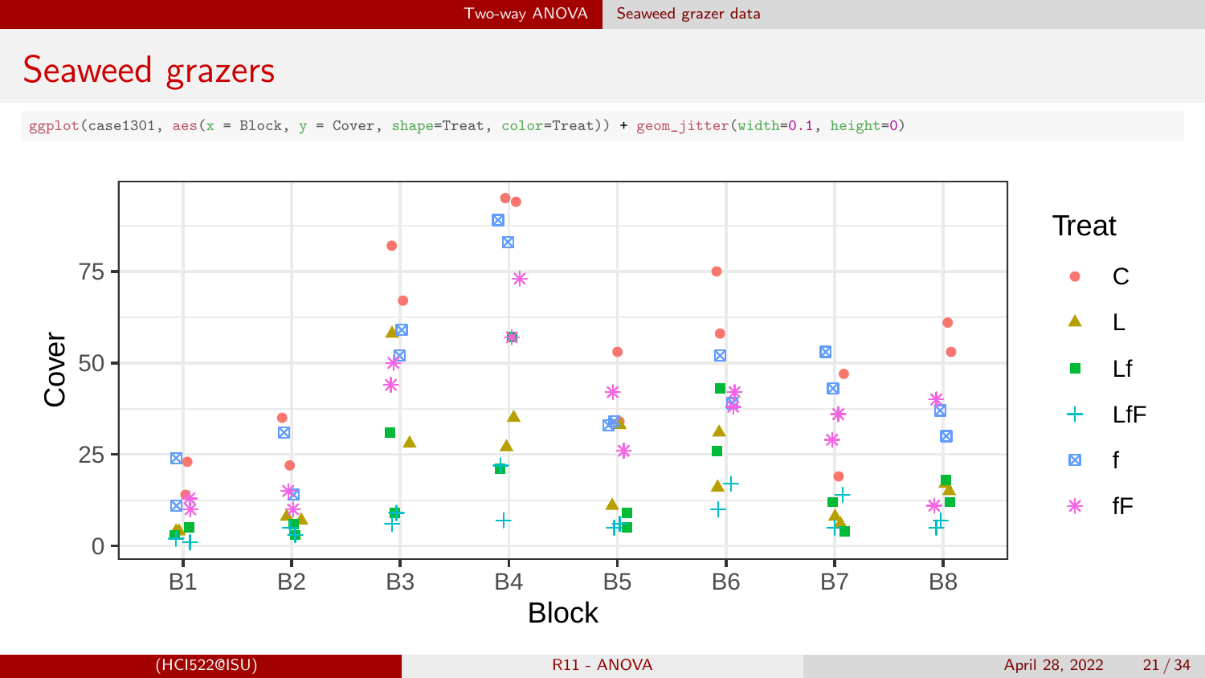# Seaweed grazers

```
ggplot(case1301, aes(x = Block, y = Cover, shape=Treat, color=Treat)) + geom_jitter(width=0.1, height=0)
```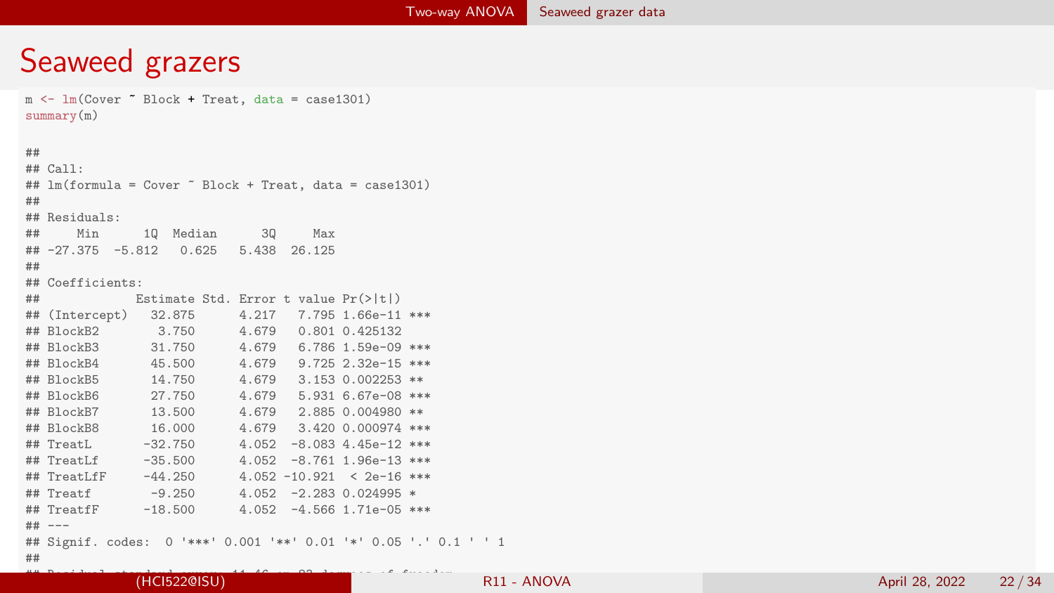# Seaweed grazers

```
m <- lm(Cover ~ Block + Treat, data = case1301)
summary(m)

##
## Call:
## lm(formula = Cover ~ Block + Treat, data = case1301)
##
## Residuals:
##     Min      1Q  Median      3Q     Max
## -27.375  -5.812   0.625   5.438  26.125
##
## Coefficients:
##             Estimate Std. Error t value Pr(>|t|)
## (Intercept)   32.875      4.217   7.795 1.66e-11 ***
## BlockB2        3.750      4.679   0.801 0.425132
## BlockB3       31.750      4.679   6.786 1.59e-09 ***
## BlockB4       45.500      4.679   9.725 2.32e-15 ***
## BlockB5       14.750      4.679   3.153 0.002253 **
## BlockB6       27.750      4.679   5.931 6.67e-08 ***
## BlockB7       13.500      4.679   2.885 0.004980 **
## BlockB8       16.000      4.679   3.420 0.000974 ***
## TreatL       -32.750      4.052  -8.083 4.45e-12 ***
## TreatLf      -35.500      4.052  -8.761 1.96e-13 ***
## TreatLfF     -44.250      4.052 -10.921  < 2e-16 ***
## Treatf        -9.250      4.052  -2.283 0.024995 *
## TreatfF      -18.500      4.052  -4.566 1.71e-05 ***
## ---
## Signif. codes:  0 '***' 0.001 '**' 0.01 '*' 0.05 '.' 0.1 ' ' 1
##
```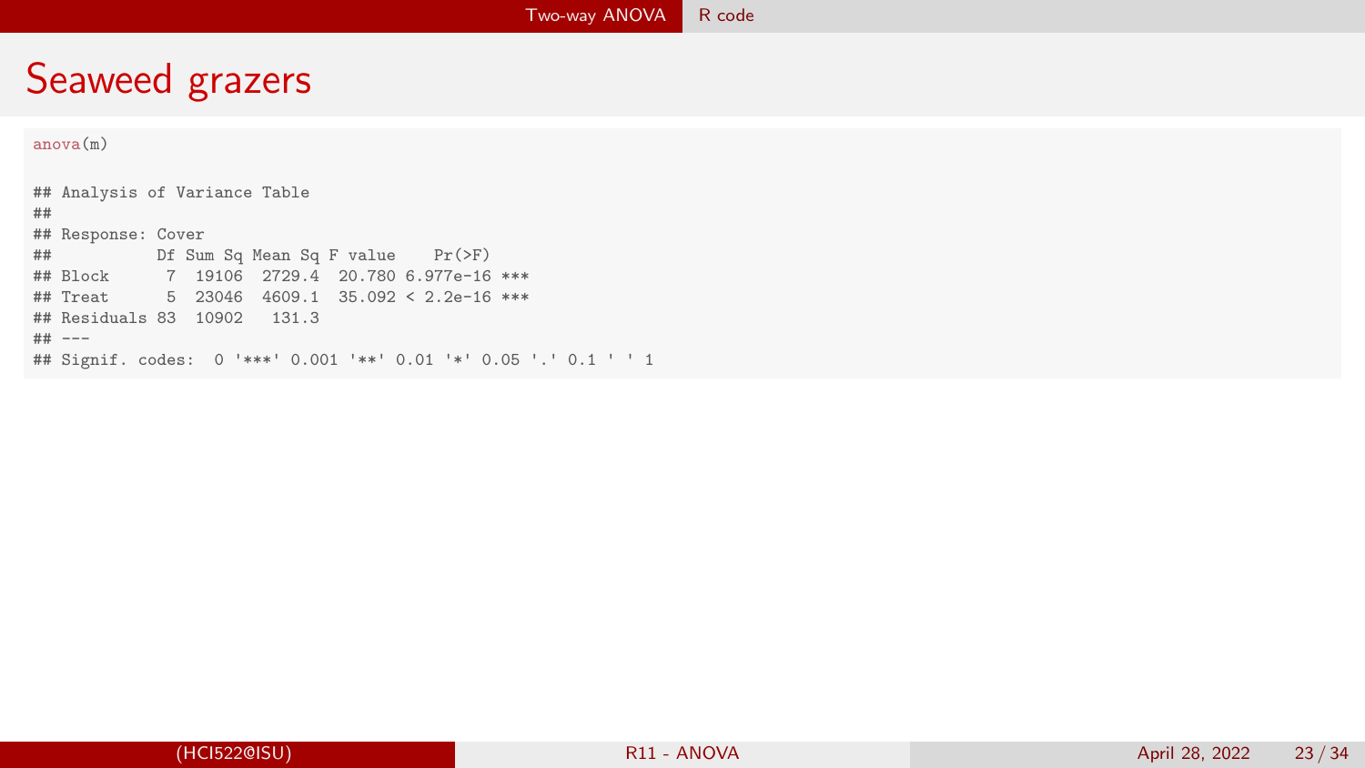# Seaweed grazers

```
anova(m)
```

```
## Analysis of Variance Table
##
## Response: Cover
##           Df Sum Sq Mean Sq F value    Pr(>F)
## Block      7  19106  2729.4  20.780 6.977e-16 ***
## Treat      5  23046  4609.1  35.092 < 2.2e-16 ***
## Residuals 83  10902   131.3
## ---
## Signif. codes:  0 '***' 0.001 '**' 0.01 '*' 0.05 '.' 0.1 ' ' 1
```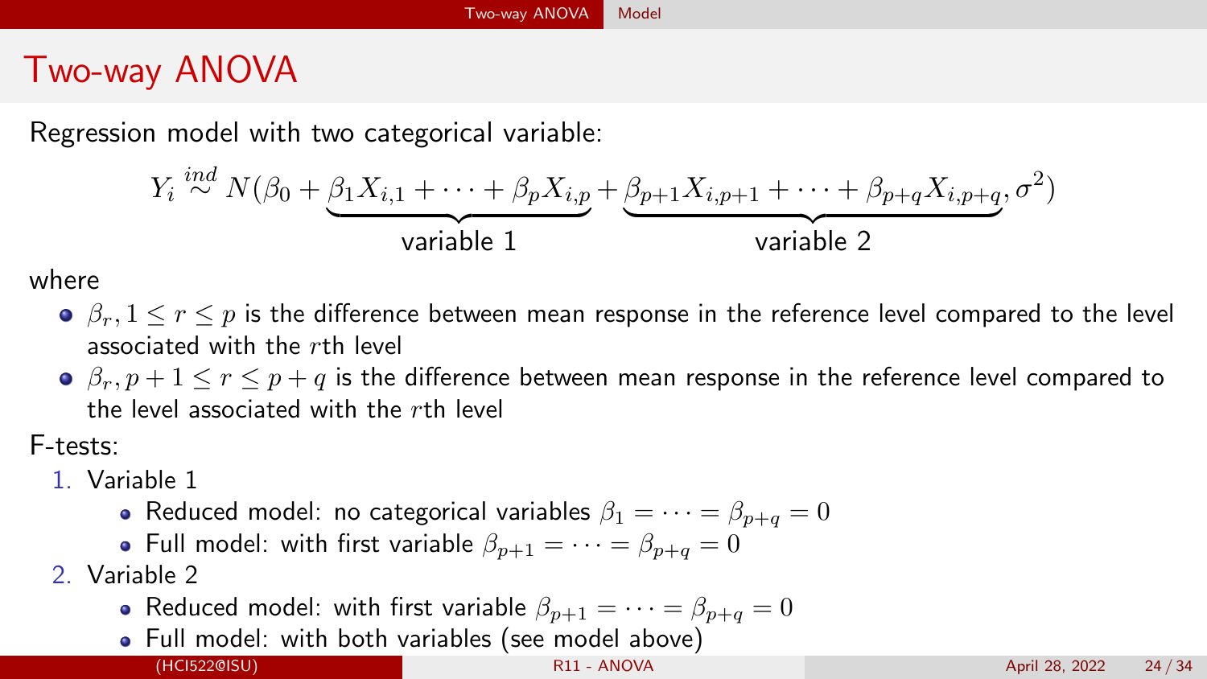# Two-way ANOVA

Regression model with two categorical variable:

$$Y_i \stackrel{ind}{\sim} N(\beta_0 + \underbrace{\beta_1 X_{i,1} + \cdots + \beta_p X_{i,p}}_{\text{variable 1}} + \underbrace{\beta_{p+1} X_{i,p+1} + \cdots + \beta_{p+q} X_{i,p+q}}_{\text{variable 2}}, \sigma^2)$$

where

- $\beta_r, 1 \leq r \leq p$ is the difference between mean response in the reference level compared to the level associated with the $r$th level
- $\beta_r, p+1 \leq r \leq p+q$ is the difference between mean response in the reference level compared to the level associated with the $r$th level

F-tests:

1. Variable 1
   - Reduced model: no categorical variables $\beta_1 = \cdots = \beta_{p+q} = 0$
   - Full model: with first variable $\beta_{p+1} = \cdots = \beta_{p+q} = 0$
2. Variable 2
   - Reduced model: with first variable $\beta_{p+1} = \cdots = \beta_{p+q} = 0$
   - Full model: with both variables (see model above)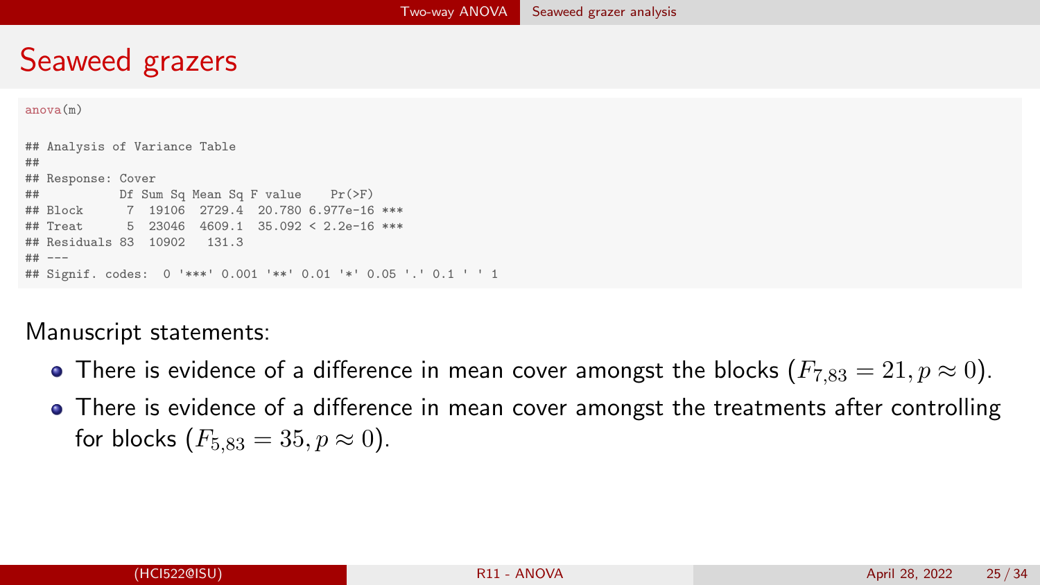# Seaweed grazers

```
anova(m)

## Analysis of Variance Table
##
## Response: Cover
##           Df Sum Sq Mean Sq F value    Pr(>F)
## Block      7  19106  2729.4  20.780 6.977e-16 ***
## Treat      5  23046  4609.1  35.092 < 2.2e-16 ***
## Residuals 83  10902   131.3
## ---
## Signif. codes:  0 '***' 0.001 '**' 0.01 '*' 0.05 '.' 0.1 ' ' 1
```

Manuscript statements:

- There is evidence of a difference in mean cover amongst the blocks ($F_{7,83} = 21, p \approx 0$).
- There is evidence of a difference in mean cover amongst the treatments after controlling for blocks ($F_{5,83} = 35, p \approx 0$).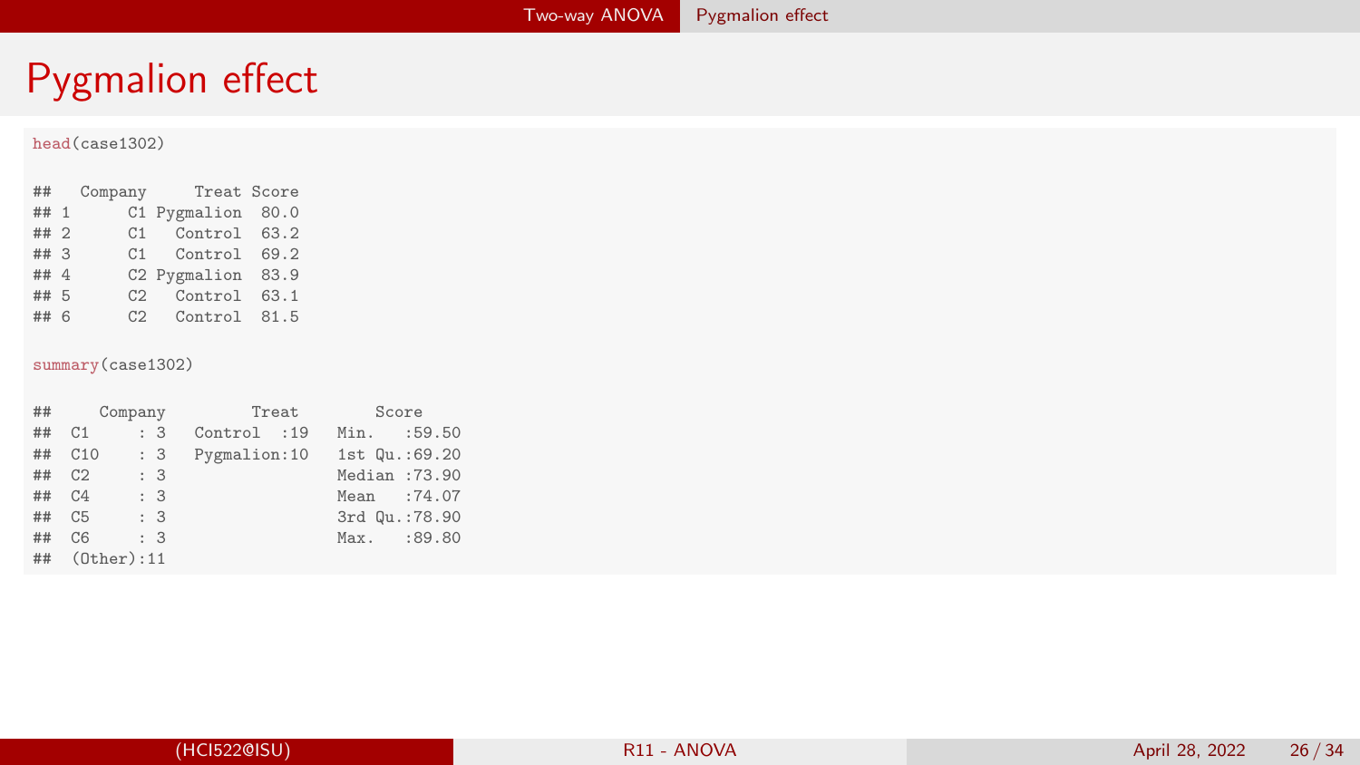# Pygmalion effect

```r
head(case1302)
```

```
##   Company     Treat Score
## 1      C1 Pygmalion  80.0
## 2      C1   Control  63.2
## 3      C1   Control  69.2
## 4      C2 Pygmalion  83.9
## 5      C2   Control  63.1
## 6      C2   Control  81.5
```

```r
summary(case1302)
```

```
##     Company         Treat        Score      
##  C1     : 3   Control  :19   Min.   :59.50  
##  C10    : 3   Pygmalion:10   1st Qu.:69.20  
##  C2     : 3                  Median :73.90  
##  C4     : 3                  Mean   :74.07  
##  C5     : 3                  3rd Qu.:78.90  
##  C6     : 3                  Max.   :89.80  
##  (Other):11
```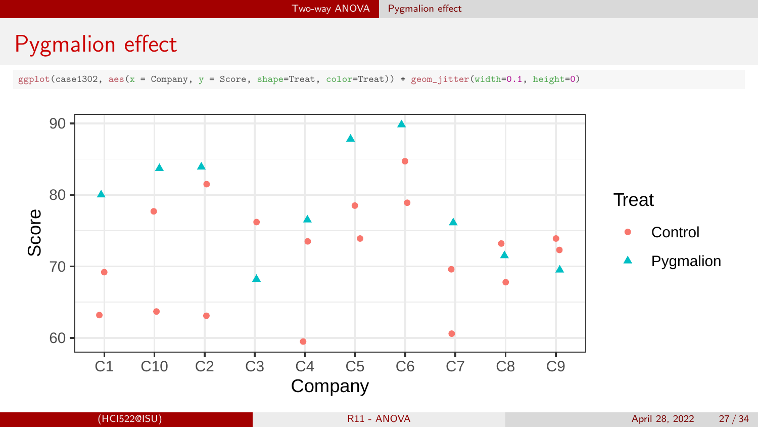# Pygmalion effect

```
ggplot(case1302, aes(x = Company, y = Score, shape=Treat, color=Treat)) + geom_jitter(width=0.1, height=0)
```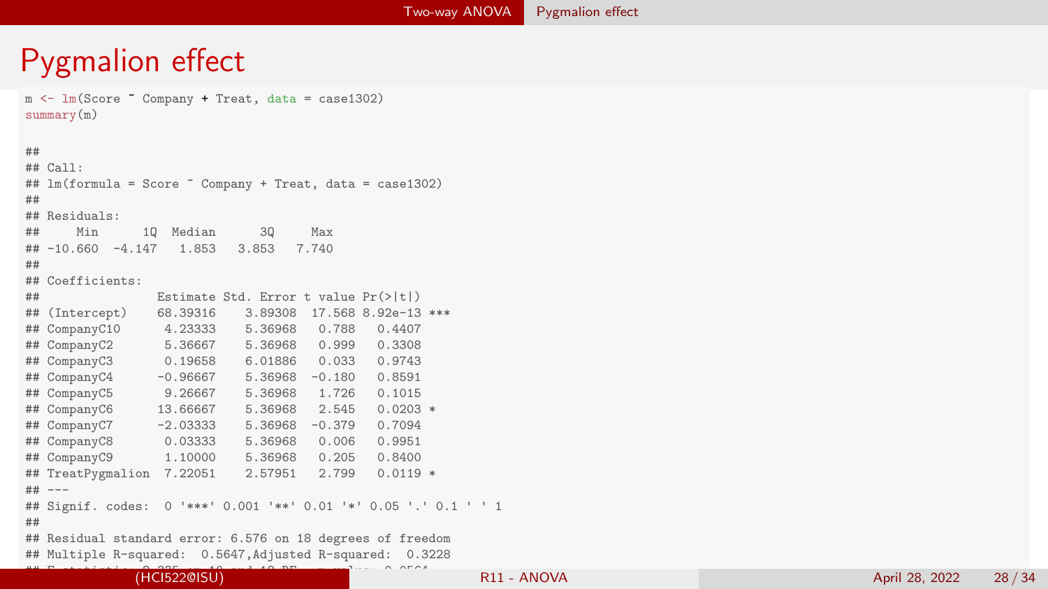# Pygmalion effect

```
m <- lm(Score ~ Company + Treat, data = case1302)
summary(m)

##
## Call:
## lm(formula = Score ~ Company + Treat, data = case1302)
##
## Residuals:
##     Min      1Q  Median      3Q     Max
## -10.660  -4.147   1.853   3.853   7.740
##
## Coefficients:
##                Estimate Std. Error t value Pr(>|t|)
## (Intercept)    68.39316    3.89308  17.568 8.92e-13 ***
## CompanyC10      4.23333    5.36968   0.788   0.4407
## CompanyC2       5.36667    5.36968   0.999   0.3308
## CompanyC3       0.19658    6.01886   0.033   0.9743
## CompanyC4      -0.96667    5.36968  -0.180   0.8591
## CompanyC5       9.26667    5.36968   1.726   0.1015
## CompanyC6      13.66667    5.36968   2.545   0.0203 *
## CompanyC7      -2.03333    5.36968  -0.379   0.7094
## CompanyC8       0.03333    5.36968   0.006   0.9951
## CompanyC9       1.10000    5.36968   0.205   0.8400
## TreatPygmalion  7.22051    2.57951   2.799   0.0119 *
## ---
## Signif. codes:  0 '***' 0.001 '**' 0.01 '*' 0.05 '.' 0.1 ' ' 1
##
## Residual standard error: 6.576 on 18 degrees of freedom
## Multiple R-squared:  0.5647,Adjusted R-squared:  0.3228
```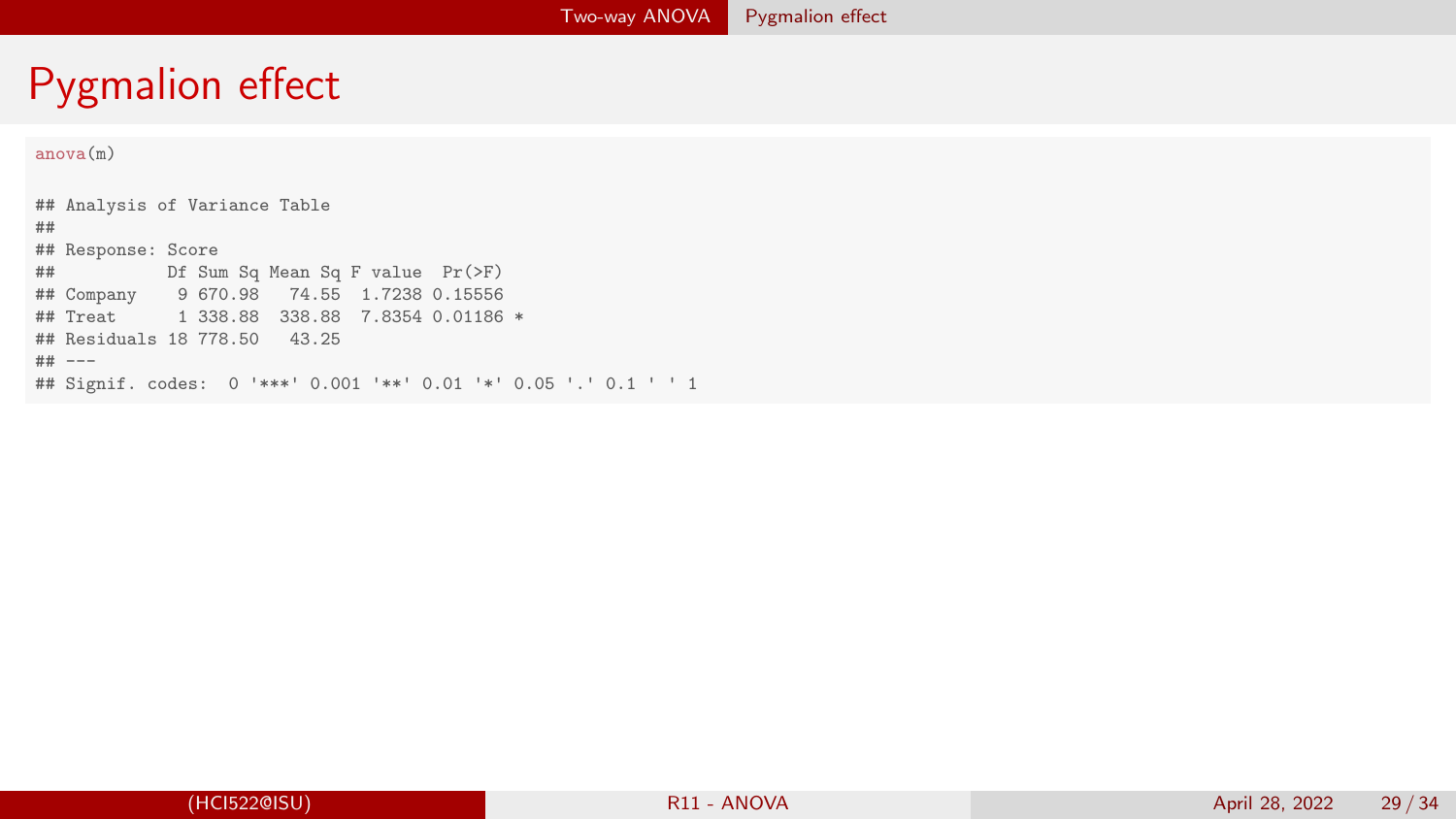# Pygmalion effect

```
anova(m)

## Analysis of Variance Table
##
## Response: Score
##           Df Sum Sq Mean Sq F value  Pr(>F)
## Company    9 670.98   74.55  1.7238 0.15556
## Treat      1 338.88  338.88  7.8354 0.01186 *
## Residuals 18 778.50   43.25
## ---
## Signif. codes:  0 '***' 0.001 '**' 0.01 '*' 0.05 '.' 0.1 ' ' 1
```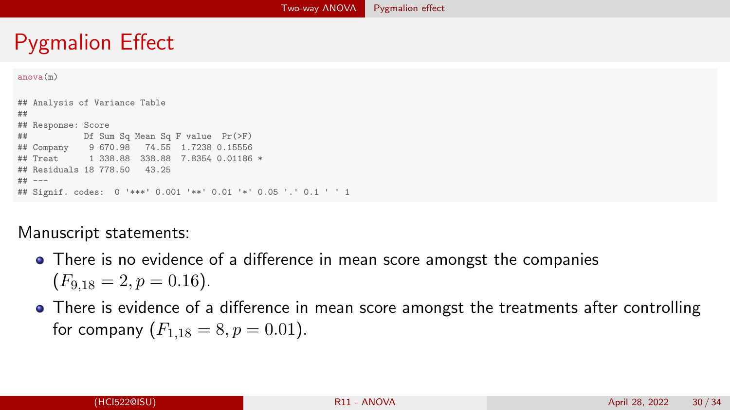# Pygmalion Effect

```
anova(m)

## Analysis of Variance Table
##
## Response: Score
##           Df Sum Sq Mean Sq F value  Pr(>F)
## Company    9 670.98   74.55  1.7238 0.15556
## Treat      1 338.88  338.88  7.8354 0.01186 *
## Residuals 18 778.50   43.25
## ---
## Signif. codes:  0 '***' 0.001 '**' 0.01 '*' 0.05 '.' 0.1 ' ' 1
```

Manuscript statements:

- There is no evidence of a difference in mean score amongst the companies ($F_{9,18} = 2, p = 0.16$).
- There is evidence of a difference in mean score amongst the treatments after controlling for company ($F_{1,18} = 8, p = 0.01$).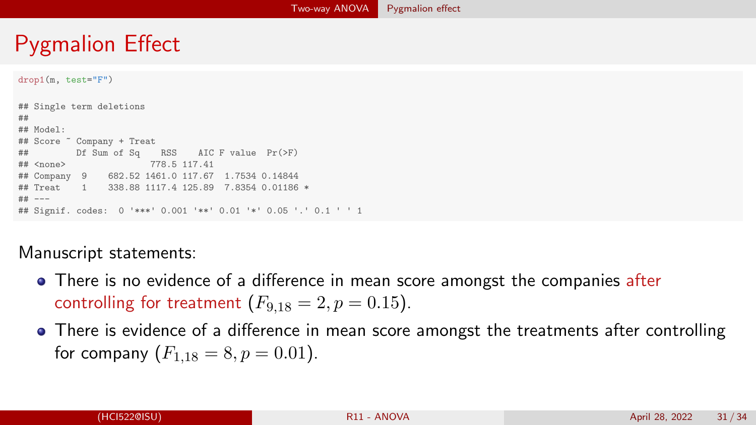# Pygmalion Effect

```
drop1(m, test="F")

## Single term deletions
##
## Model:
## Score ~ Company + Treat
##         Df Sum of Sq    RSS    AIC F value  Pr(>F)
## <none>                778.5 117.41
## Company  9    682.52 1461.0 117.67  1.7534 0.14844
## Treat    1    338.88 1117.4 125.89  7.8354 0.01186 *
## ---
## Signif. codes:  0 '***' 0.001 '**' 0.01 '*' 0.05 '.' 0.1 ' ' 1
```

Manuscript statements:

- There is no evidence of a difference in mean score amongst the companies after controlling for treatment ($F_{9,18} = 2, p = 0.15$).
- There is evidence of a difference in mean score amongst the treatments after controlling for company ($F_{1,18} = 8, p = 0.01$).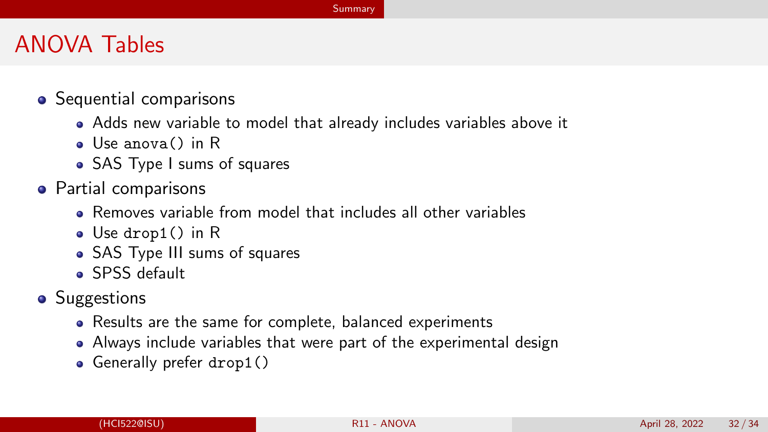## ANOVA Tables

- Sequential comparisons
  - Adds new variable to model that already includes variables above it
  - Use `anova()` in R
  - SAS Type I sums of squares
- Partial comparisons
  - Removes variable from model that includes all other variables
  - Use `drop1()` in R
  - SAS Type III sums of squares
  - SPSS default
- Suggestions
  - Results are the same for complete, balanced experiments
  - Always include variables that were part of the experimental design
  - Generally prefer `drop1()`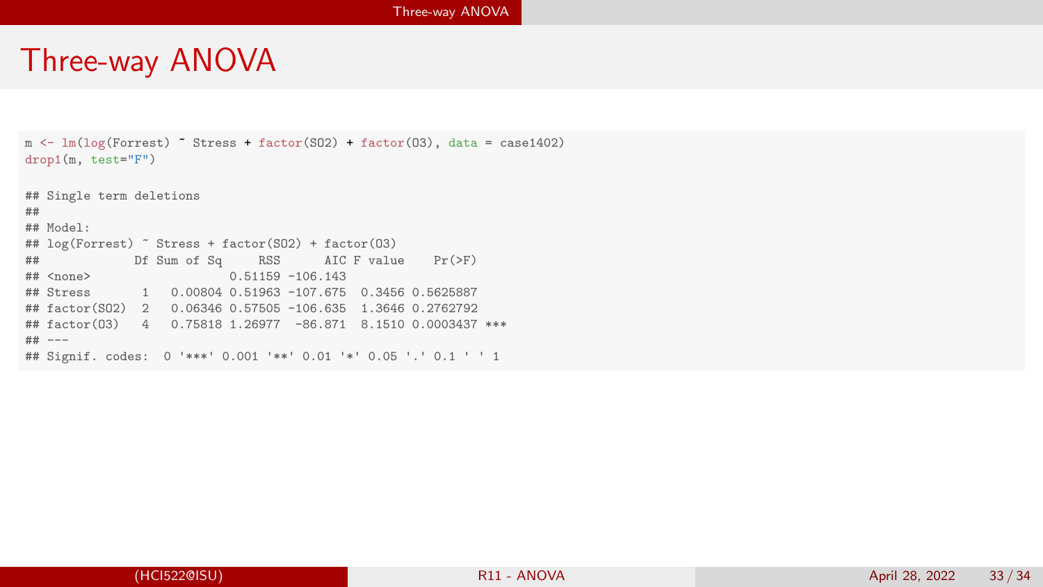# Three-way ANOVA

```r
m <- lm(log(Forrest) ~ Stress + factor(SO2) + factor(O3), data = case1402)
drop1(m, test="F")

## Single term deletions
##
## Model:
## log(Forrest) ~ Stress + factor(SO2) + factor(O3)
##             Df Sum of Sq     RSS      AIC F value    Pr(>F)
## <none>                   0.51159 -106.143
## Stress       1   0.00804 0.51963 -107.675  0.3456 0.5625887
## factor(SO2)  2   0.06346 0.57505 -106.635  1.3646 0.2762792
## factor(O3)   4   0.75818 1.26977  -86.871  8.1510 0.0003437 ***
## ---
## Signif. codes:  0 '***' 0.001 '**' 0.01 '*' 0.05 '.' 0.1 ' ' 1
```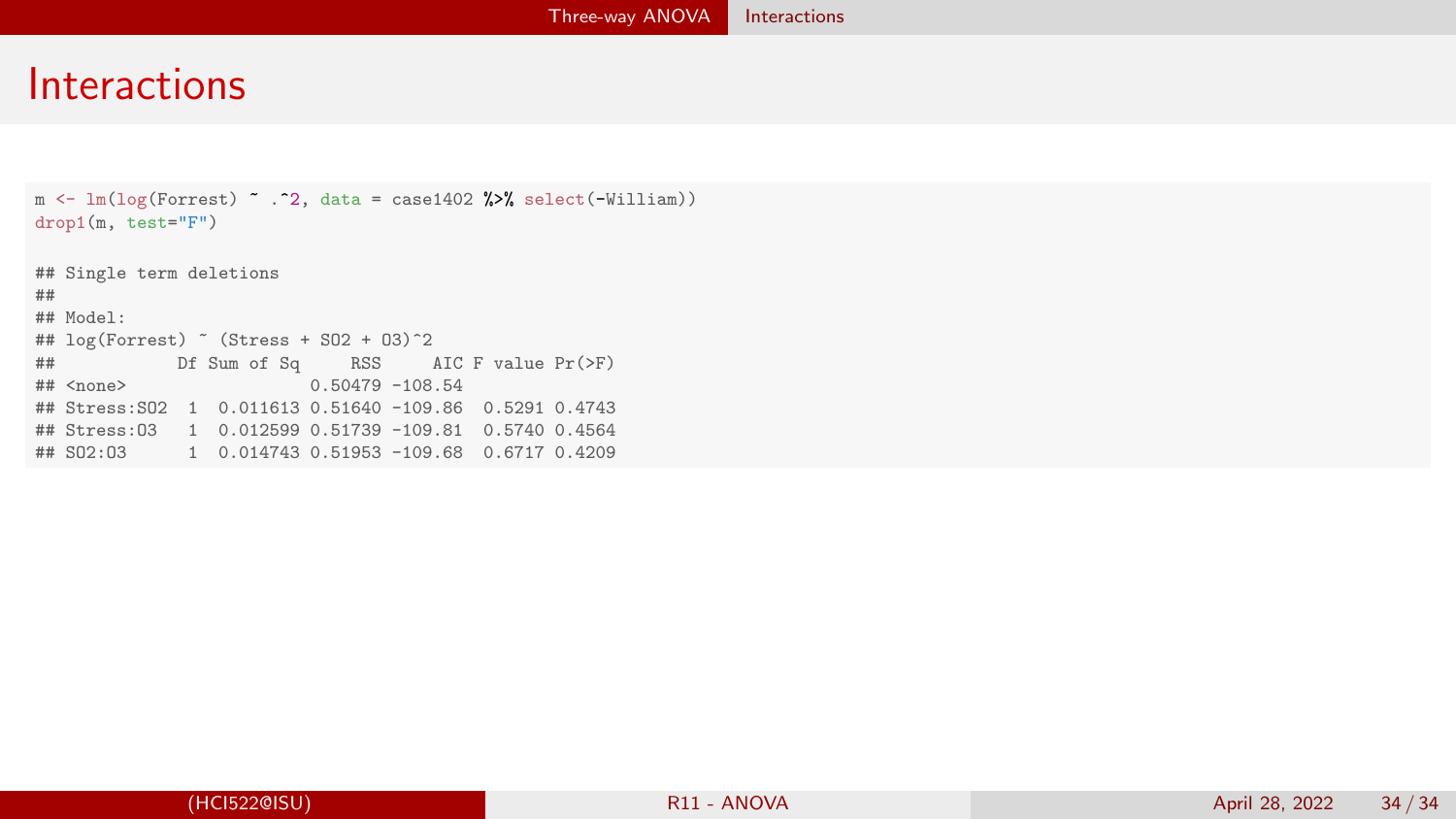# Interactions

```
m <- lm(log(Forrest) ~ .^2, data = case1402 %>% select(-William))
drop1(m, test="F")

## Single term deletions
##
## Model:
## log(Forrest) ~ (Stress + SO2 + O3)^2
##           Df Sum of Sq     RSS     AIC F value Pr(>F)
## <none>                 0.50479 -108.54
## Stress:SO2  1  0.011613 0.51640 -109.86  0.5291 0.4743
## Stress:O3   1  0.012599 0.51739 -109.81  0.5740 0.4564
## SO2:O3      1  0.014743 0.51953 -109.68  0.6717 0.4209
```